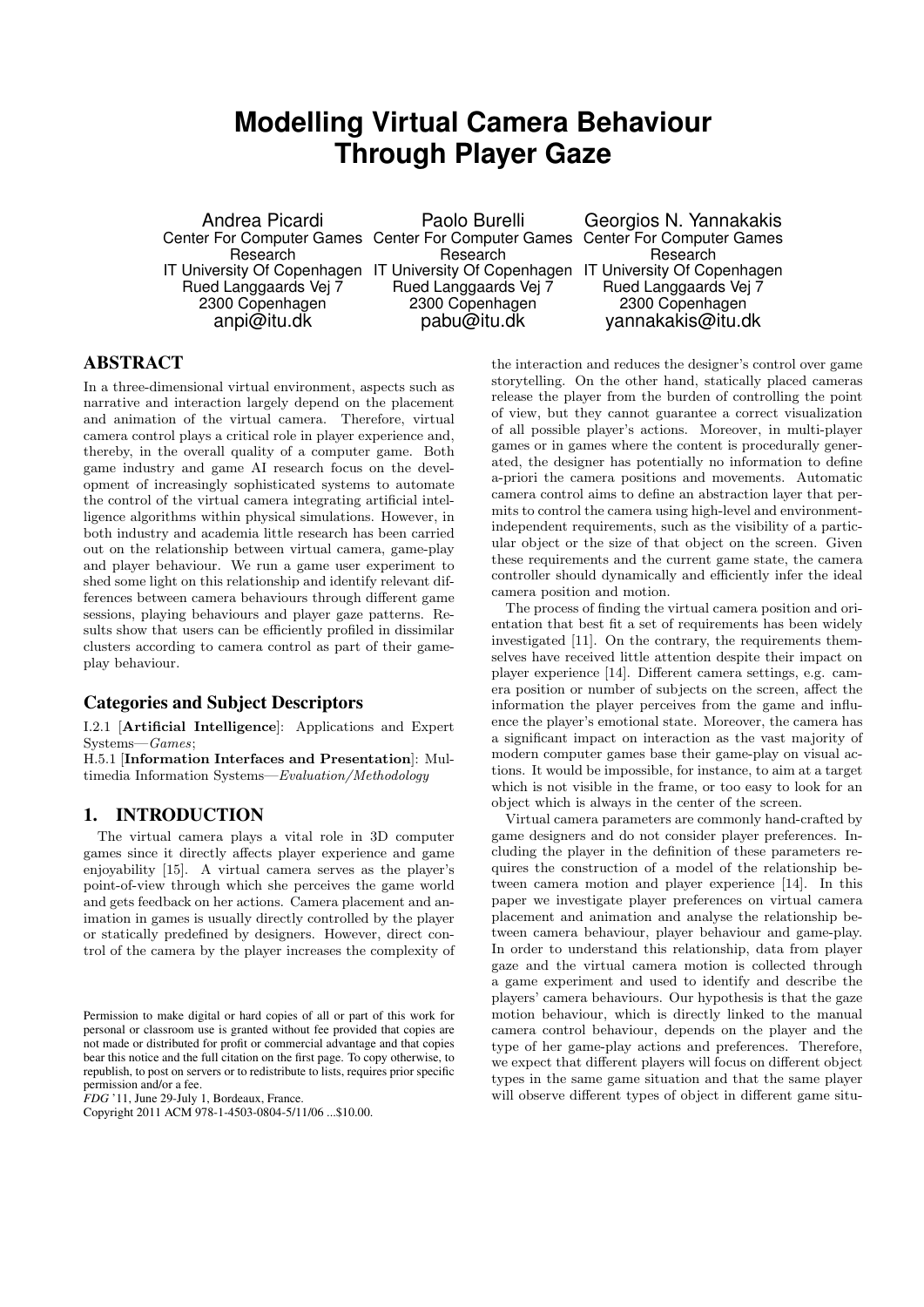# Modelling Virtual Camera Behaviour Through Player Gaze

Andrea Picardi
Center For Computer Games Research
IT University Of Copenhagen
Rued Langgaards Vej 7
2300 Copenhagen
anpi@itu.dk

Paolo Burelli
Center For Computer Games Research
IT University Of Copenhagen
Rued Langgaards Vej 7
2300 Copenhagen
pabu@itu.dk

Georgios N. Yannakakis
Center For Computer Games Research
IT University Of Copenhagen
Rued Langgaards Vej 7
2300 Copenhagen
yannakakis@itu.dk

## ABSTRACT

In a three-dimensional virtual environment, aspects such as narrative and interaction largely depend on the placement and animation of the virtual camera. Therefore, virtual camera control plays a critical role in player experience and, thereby, in the overall quality of a computer game. Both game industry and game AI research focus on the development of increasingly sophisticated systems to automate the control of the virtual camera integrating artificial intelligence algorithms within physical simulations. However, in both industry and academia little research has been carried out on the relationship between virtual camera, game-play and player behaviour. We run a game user experiment to shed some light on this relationship and identify relevant differences between camera behaviours through different game sessions, playing behaviours and player gaze patterns. Results show that users can be efficiently profiled in dissimilar clusters according to camera control as part of their game-play behaviour.

### Categories and Subject Descriptors

I.2.1 [**Artificial Intelligence**]: Applications and Expert Systems—*Games*;
H.5.1 [**Information Interfaces and Presentation**]: Multimedia Information Systems—*Evaluation/Methodology*

## 1. INTRODUCTION

The virtual camera plays a vital role in 3D computer games since it directly affects player experience and game enjoyability [15]. A virtual camera serves as the player's point-of-view through which she perceives the game world and gets feedback on her actions. Camera placement and animation in games is usually directly controlled by the player or statically predefined by designers. However, direct control of the camera by the player increases the complexity of the interaction and reduces the designer's control over game storytelling. On the other hand, statically placed cameras release the player from the burden of controlling the point of view, but they cannot guarantee a correct visualization of all possible player's actions. Moreover, in multi-player games or in games where the content is procedurally generated, the designer has potentially no information to define a-priori the camera positions and movements. Automatic camera control aims to define an abstraction layer that permits to control the camera using high-level and environment-independent requirements, such as the visibility of a particular object or the size of that object on the screen. Given these requirements and the current game state, the camera controller should dynamically and efficiently infer the ideal camera position and motion.

The process of finding the virtual camera position and orientation that best fit a set of requirements has been widely investigated [11]. On the contrary, the requirements themselves have received little attention despite their impact on player experience [14]. Different camera settings, e.g. camera position or number of subjects on the screen, affect the information the player perceives from the game and influence the player's emotional state. Moreover, the camera has a significant impact on interaction as the vast majority of modern computer games base their game-play on visual actions. It would be impossible, for instance, to aim at a target which is not visible in the frame, or too easy to look for an object which is always in the center of the screen.

Virtual camera parameters are commonly hand-crafted by game designers and do not consider player preferences. Including the player in the definition of these parameters requires the construction of a model of the relationship between camera motion and player experience [14]. In this paper we investigate player preferences on virtual camera placement and animation and analyse the relationship between camera behaviour, player behaviour and game-play. In order to understand this relationship, data from player gaze and the virtual camera motion is collected through a game experiment and used to identify and describe the players' camera behaviours. Our hypothesis is that the gaze motion behaviour, which is directly linked to the manual camera control behaviour, depends on the player and the type of her game-play actions and preferences. Therefore, we expect that different players will focus on different object types in the same game situation and that the same player will observe different types of object in different game situ-

Permission to make digital or hard copies of all or part of this work for personal or classroom use is granted without fee provided that copies are not made or distributed for profit or commercial advantage and that copies bear this notice and the full citation on the first page. To copy otherwise, to republish, to post on servers or to redistribute to lists, requires prior specific permission and/or a fee.
*FDG* '11, June 29-July 1, Bordeaux, France.
Copyright 2011 ACM 978-1-4503-0804-5/11/06 ...$10.00.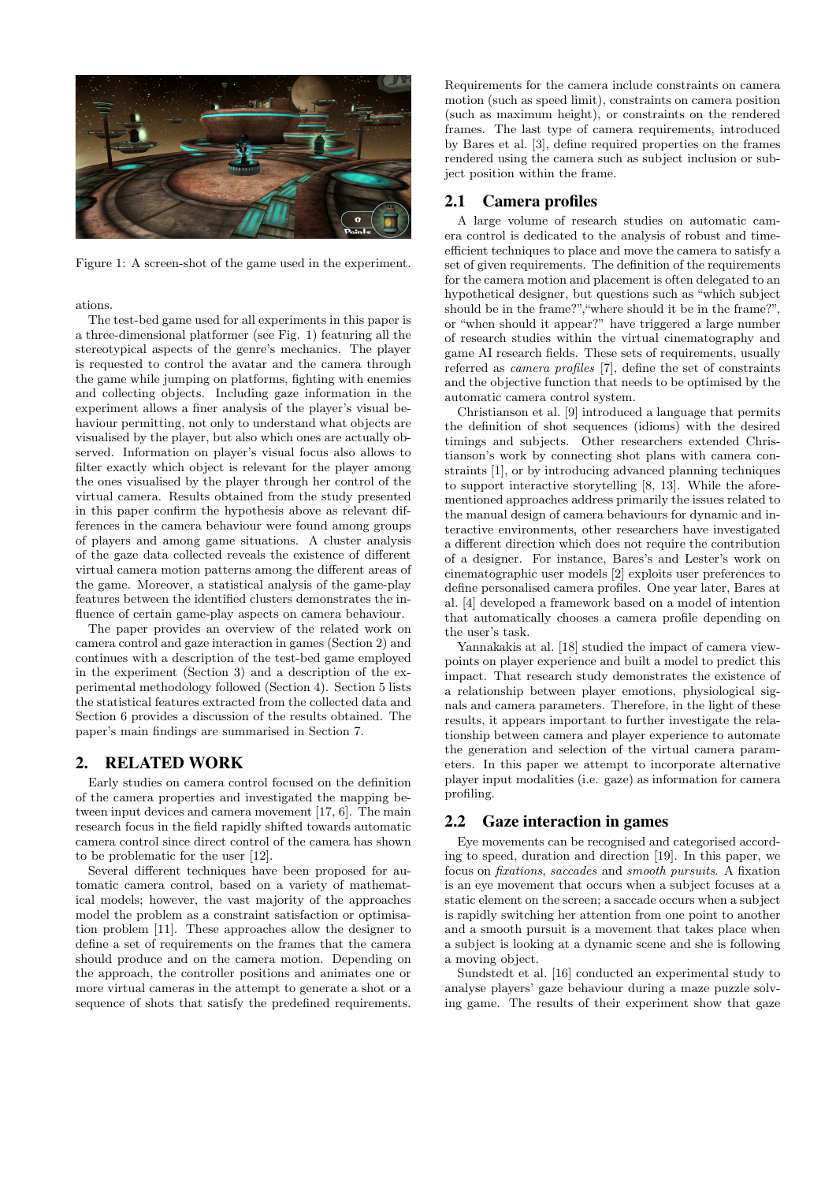Figure 1: A screen-shot of the game used in the experiment.

ations.

The test-bed game used for all experiments in this paper is a three-dimensional platformer (see Fig. 1) featuring all the stereotypical aspects of the genre's mechanics. The player is requested to control the avatar and the camera through the game while jumping on platforms, fighting with enemies and collecting objects. Including gaze information in the experiment allows a finer analysis of the player's visual behaviour permitting, not only to understand what objects are visualised by the player, but also which ones are actually observed. Information on player's visual focus also allows to filter exactly which object is relevant for the player among the ones visualised by the player through her control of the virtual camera. Results obtained from the study presented in this paper confirm the hypothesis above as relevant differences in the camera behaviour were found among groups of players and among game situations. A cluster analysis of the gaze data collected reveals the existence of different virtual camera motion patterns among the different areas of the game. Moreover, a statistical analysis of the game-play features between the identified clusters demonstrates the influence of certain game-play aspects on camera behaviour.

The paper provides an overview of the related work on camera control and gaze interaction in games (Section 2) and continues with a description of the test-bed game employed in the experiment (Section 3) and a description of the experimental methodology followed (Section 4). Section 5 lists the statistical features extracted from the collected data and Section 6 provides a discussion of the results obtained. The paper's main findings are summarised in Section 7.

## 2. RELATED WORK

Early studies on camera control focused on the definition of the camera properties and investigated the mapping between input devices and camera movement [17, 6]. The main research focus in the field rapidly shifted towards automatic camera control since direct control of the camera has shown to be problematic for the user [12].

Several different techniques have been proposed for automatic camera control, based on a variety of mathematical models; however, the vast majority of the approaches model the problem as a constraint satisfaction or optimisation problem [11]. These approaches allow the designer to define a set of requirements on the frames that the camera should produce and on the camera motion. Depending on the approach, the controller positions and animates one or more virtual cameras in the attempt to generate a shot or a sequence of shots that satisfy the predefined requirements. Requirements for the camera include constraints on camera motion (such as speed limit), constraints on camera position (such as maximum height), or constraints on the rendered frames. The last type of camera requirements, introduced by Bares et al. [3], define required properties on the frames rendered using the camera such as subject inclusion or subject position within the frame.

### 2.1 Camera profiles

A large volume of research studies on automatic camera control is dedicated to the analysis of robust and time-efficient techniques to place and move the camera to satisfy a set of given requirements. The definition of the requirements for the camera motion and placement is often delegated to an hypothetical designer, but questions such as "which subject should be in the frame?","where should it be in the frame?", or "when should it appear?" have triggered a large number of research studies within the virtual cinematography and game AI research fields. These sets of requirements, usually referred as *camera profiles* [7], define the set of constraints and the objective function that needs to be optimised by the automatic camera control system.

Christianson et al. [9] introduced a language that permits the definition of shot sequences (idioms) with the desired timings and subjects. Other researchers extended Christianson's work by connecting shot plans with camera constraints [1], or by introducing advanced planning techniques to support interactive storytelling [8, 13]. While the aforementioned approaches address primarily the issues related to the manual design of camera behaviours for dynamic and interactive environments, other researchers have investigated a different direction which does not require the contribution of a designer. For instance, Bares's and Lester's work on cinematographic user models [2] exploits user preferences to define personalised camera profiles. One year later, Bares at al. [4] developed a framework based on a model of intention that automatically chooses a camera profile depending on the user's task.

Yannakakis at al. [18] studied the impact of camera viewpoints on player experience and built a model to predict this impact. That research study demonstrates the existence of a relationship between player emotions, physiological signals and camera parameters. Therefore, in the light of these results, it appears important to further investigate the relationship between camera and player experience to automate the generation and selection of the virtual camera parameters. In this paper we attempt to incorporate alternative player input modalities (i.e. gaze) as information for camera profiling.

### 2.2 Gaze interaction in games

Eye movements can be recognised and categorised according to speed, duration and direction [19]. In this paper, we focus on *fixations*, *saccades* and *smooth pursuits*. A fixation is an eye movement that occurs when a subject focuses at a static element on the screen; a saccade occurs when a subject is rapidly switching her attention from one point to another and a smooth pursuit is a movement that takes place when a subject is looking at a dynamic scene and she is following a moving object.

Sundstedt et al. [16] conducted an experimental study to analyse players' gaze behaviour during a maze puzzle solving game. The results of their experiment show that gaze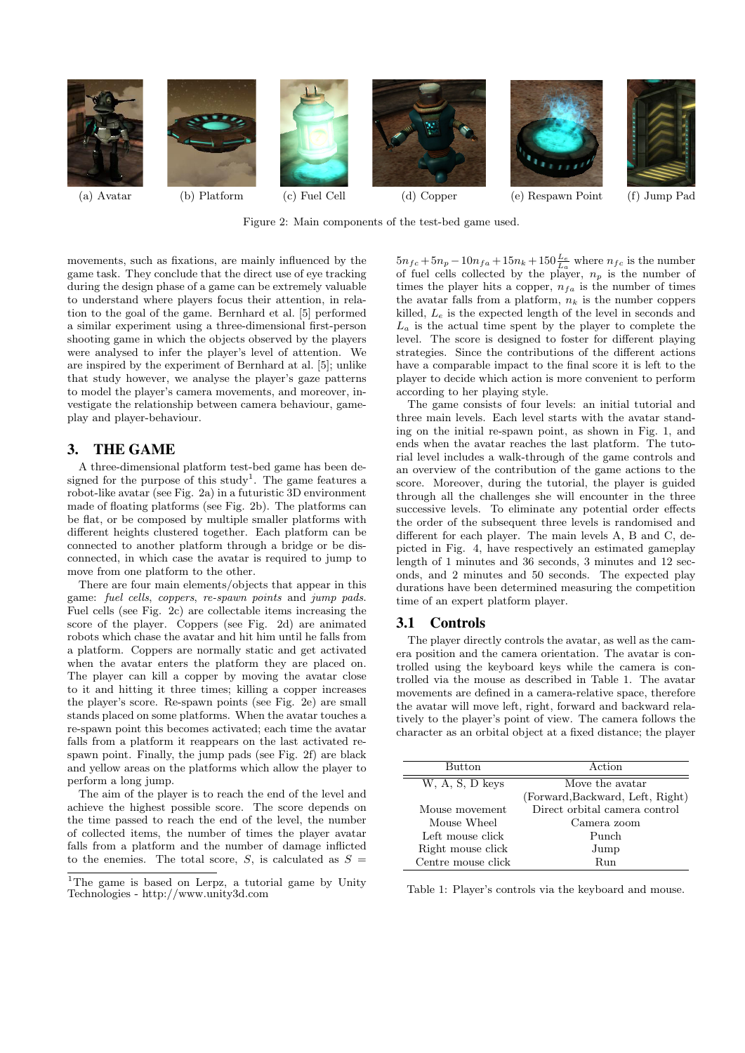(a) Avatar (b) Platform (c) Fuel Cell (d) Copper (e) Respawn Point (f) Jump Pad

Figure 2: Main components of the test-bed game used.

movements, such as fixations, are mainly influenced by the game task. They conclude that the direct use of eye tracking during the design phase of a game can be extremely valuable to understand where players focus their attention, in relation to the goal of the game. Bernhard et al. [5] performed a similar experiment using a three-dimensional first-person shooting game in which the objects observed by the players were analysed to infer the player's level of attention. We are inspired by the experiment of Bernhard at al. [5]; unlike that study however, we analyse the player's gaze patterns to model the player's camera movements, and moreover, investigate the relationship between camera behaviour, game-play and player-behaviour.

## 3. THE GAME

A three-dimensional platform test-bed game has been designed for the purpose of this study[1]. The game features a robot-like avatar (see Fig. 2a) in a futuristic 3D environment made of floating platforms (see Fig. 2b). The platforms can be flat, or be composed by multiple smaller platforms with different heights clustered together. Each platform can be connected to another platform through a bridge or be disconnected, in which case the avatar is required to jump to move from one platform to the other.

There are four main elements/objects that appear in this game: *fuel cells*, *coppers*, *re-spawn points* and *jump pads*. Fuel cells (see Fig. 2c) are collectable items increasing the score of the player. Coppers (see Fig. 2d) are animated robots which chase the avatar and hit him until he falls from a platform. Coppers are normally static and get activated when the avatar enters the platform they are placed on. The player can kill a copper by moving the avatar close to it and hitting it three times; killing a copper increases the player's score. Re-spawn points (see Fig. 2e) are small stands placed on some platforms. When the avatar touches a re-spawn point this becomes activated; each time the avatar falls from a platform it reappears on the last activated re-spawn point. Finally, the jump pads (see Fig. 2f) are black and yellow areas on the platforms which allow the player to perform a long jump.

The aim of the player is to reach the end of the level and achieve the highest possible score. The score depends on the time passed to reach the end of the level, the number of collected items, the number of times the player avatar falls from a platform and the number of damage inflicted to the enemies. The total score, $S$, is calculated as $S = 5n_{fc} + 5n_p - 10n_{fa} + 15n_k + 150\frac{L_e}{L_a}$ where $n_{fc}$ is the number of fuel cells collected by the player, $n_p$ is the number of times the player hits a copper, $n_{fa}$ is the number of times the avatar falls from a platform, $n_k$ is the number coppers killed, $L_e$ is the expected length of the level in seconds and $L_a$ is the actual time spent by the player to complete the level. The score is designed to foster for different playing strategies. Since the contributions of the different actions have a comparable impact to the final score it is left to the player to decide which action is more convenient to perform according to her playing style.

The game consists of four levels: an initial tutorial and three main levels. Each level starts with the avatar standing on the initial re-spawn point, as shown in Fig. 1, and ends when the avatar reaches the last platform. The tutorial level includes a walk-through of the game controls and an overview of the contribution of the game actions to the score. Moreover, during the tutorial, the player is guided through all the challenges she will encounter in the three successive levels. To eliminate any potential order effects the order of the subsequent three levels is randomised and different for each player. The main levels A, B and C, depicted in Fig. 4, have respectively an estimated gameplay length of 1 minutes and 36 seconds, 3 minutes and 12 seconds, and 2 minutes and 50 seconds. The expected play durations have been determined measuring the competition time of an expert platform player.

### 3.1 Controls

The player directly controls the avatar, as well as the camera position and the camera orientation. The avatar is controlled using the keyboard keys while the camera is controlled via the mouse as described in Table 1. The avatar movements are defined in a camera-relative space, therefore the avatar will move left, right, forward and backward relatively to the player's point of view. The camera follows the character as an orbital object at a fixed distance; the player

| Button | Action |
|---|---|
| W, A, S, D keys | Move the avatar (Forward,Backward, Left, Right) |
| Mouse movement | Direct orbital camera control |
| Mouse Wheel | Camera zoom |
| Left mouse click | Punch |
| Right mouse click | Jump |
| Centre mouse click | Run |

Table 1: Player's controls via the keyboard and mouse.

[1] The game is based on Lerpz, a tutorial game by Unity Technologies - http://www.unity3d.com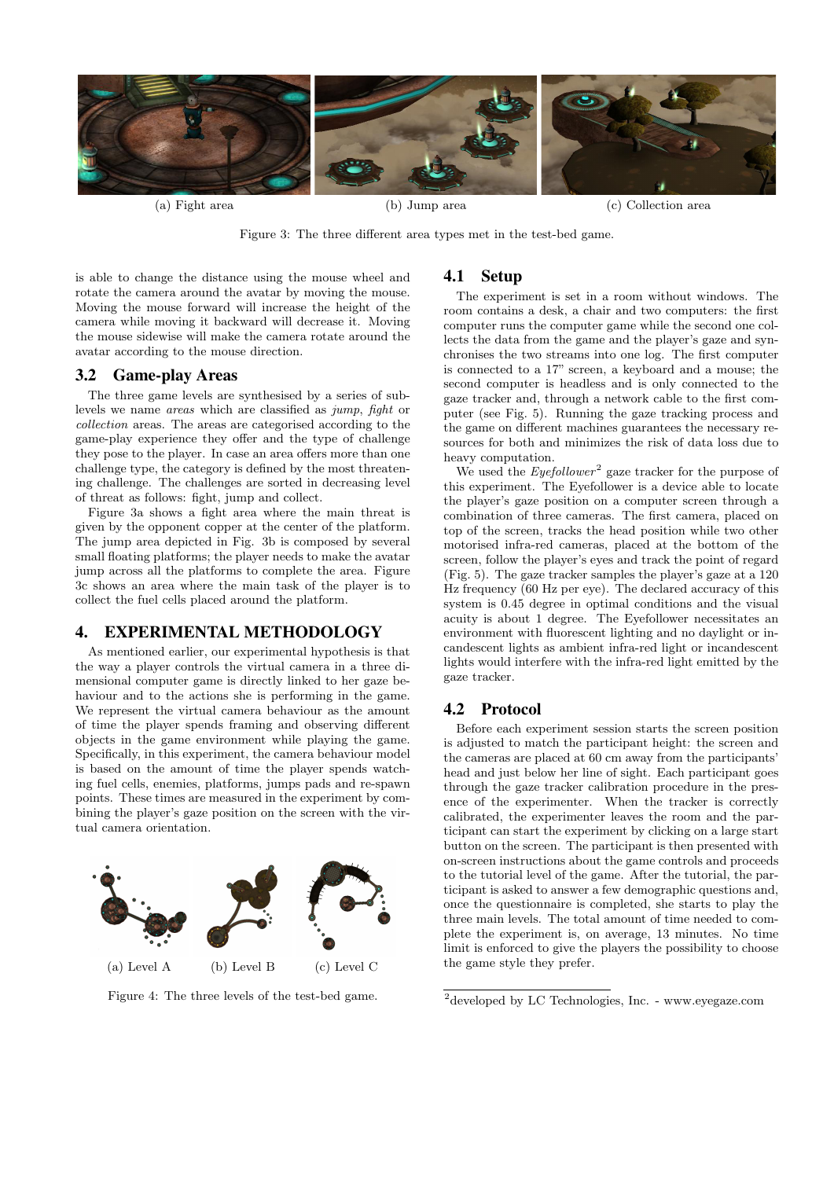(a) Fight area (b) Jump area (c) Collection area

Figure 3: The three different area types met in the test-bed game.

is able to change the distance using the mouse wheel and rotate the camera around the avatar by moving the mouse. Moving the mouse forward will increase the height of the camera while moving it backward will decrease it. Moving the mouse sidewise will make the camera rotate around the avatar according to the mouse direction.

## 3.2 Game-play Areas

The three game levels are synthesised by a series of sub-levels we name *areas* which are classified as *jump*, *fight* or *collection* areas. The areas are categorised according to the game-play experience they offer and the type of challenge they pose to the player. In case an area offers more than one challenge type, the category is defined by the most threatening challenge. The challenges are sorted in decreasing level of threat as follows: fight, jump and collect.

Figure 3a shows a fight area where the main threat is given by the opponent copper at the center of the platform. The jump area depicted in Fig. 3b is composed by several small floating platforms; the player needs to make the avatar jump across all the platforms to complete the area. Figure 3c shows an area where the main task of the player is to collect the fuel cells placed around the platform.

# 4. EXPERIMENTAL METHODOLOGY

As mentioned earlier, our experimental hypothesis is that the way a player controls the virtual camera in a three dimensional computer game is directly linked to her gaze behaviour and to the actions she is performing in the game. We represent the virtual camera behaviour as the amount of time the player spends framing and observing different objects in the game environment while playing the game. Specifically, in this experiment, the camera behaviour model is based on the amount of time the player spends watching fuel cells, enemies, platforms, jumps pads and re-spawn points. These times are measured in the experiment by combining the player's gaze position on the screen with the virtual camera orientation.

(a) Level A (b) Level B (c) Level C

Figure 4: The three levels of the test-bed game.

## 4.1 Setup

The experiment is set in a room without windows. The room contains a desk, a chair and two computers: the first computer runs the computer game while the second one collects the data from the game and the player's gaze and synchronises the two streams into one log. The first computer is connected to a 17" screen, a keyboard and a mouse; the second computer is headless and is only connected to the gaze tracker and, through a network cable to the first computer (see Fig. 5). Running the gaze tracking process and the game on different machines guarantees the necessary resources for both and minimizes the risk of data loss due to heavy computation.

We used the *Eyefollower*[2] gaze tracker for the purpose of this experiment. The Eyefollower is a device able to locate the player's gaze position on a computer screen through a combination of three cameras. The first camera, placed on top of the screen, tracks the head position while two other motorised infra-red cameras, placed at the bottom of the screen, follow the player's eyes and track the point of regard (Fig. 5). The gaze tracker samples the player's gaze at a 120 Hz frequency (60 Hz per eye). The declared accuracy of this system is 0.45 degree in optimal conditions and the visual acuity is about 1 degree. The Eyefollower necessitates an environment with fluorescent lighting and no daylight or incandescent lights as ambient infra-red light or incandescent lights would interfere with the infra-red light emitted by the gaze tracker.

## 4.2 Protocol

Before each experiment session starts the screen position is adjusted to match the participant height: the screen and the cameras are placed at 60 cm away from the participants' head and just below her line of sight. Each participant goes through the gaze tracker calibration procedure in the presence of the experimenter. When the tracker is correctly calibrated, the experimenter leaves the room and the participant can start the experiment by clicking on a large start button on the screen. The participant is then presented with on-screen instructions about the game controls and proceeds to the tutorial level of the game. After the tutorial, the participant is asked to answer a few demographic questions and, once the questionnaire is completed, she starts to play the three main levels. The total amount of time needed to complete the experiment is, on average, 13 minutes. No time limit is enforced to give the players the possibility to choose the game style they prefer.

[2]developed by LC Technologies, Inc. - www.eyegaze.com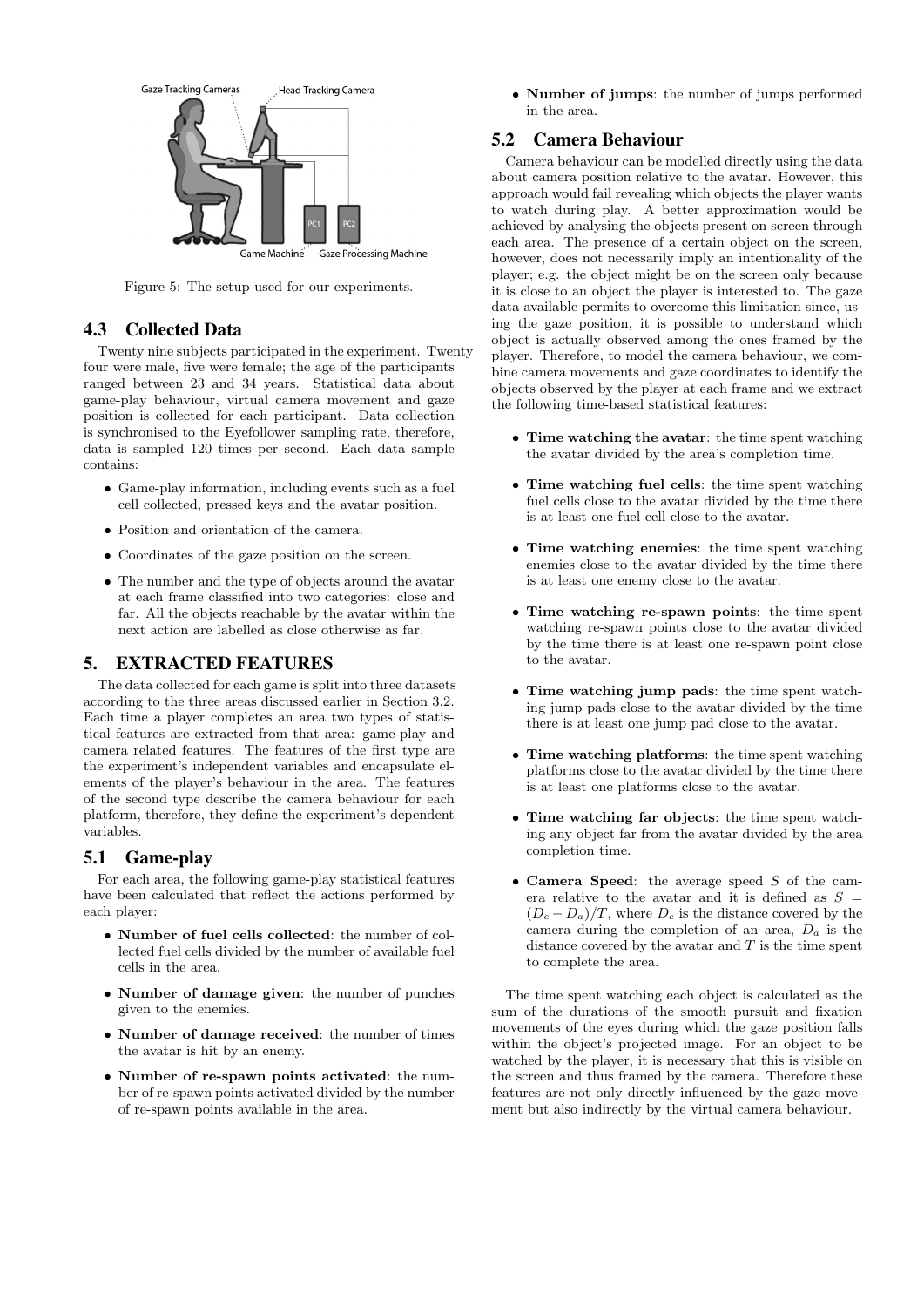Figure 5: The setup used for our experiments.

### 4.3 Collected Data

Twenty nine subjects participated in the experiment. Twenty four were male, five were female; the age of the participants ranged between 23 and 34 years. Statistical data about game-play behaviour, virtual camera movement and gaze position is collected for each participant. Data collection is synchronised to the Eyefollower sampling rate, therefore, data is sampled 120 times per second. Each data sample contains:

- Game-play information, including events such as a fuel cell collected, pressed keys and the avatar position.
- Position and orientation of the camera.
- Coordinates of the gaze position on the screen.
- The number and the type of objects around the avatar at each frame classified into two categories: close and far. All the objects reachable by the avatar within the next action are labelled as close otherwise as far.

## 5. EXTRACTED FEATURES

The data collected for each game is split into three datasets according to the three areas discussed earlier in Section 3.2. Each time a player completes an area two types of statistical features are extracted from that area: game-play and camera related features. The features of the first type are the experiment's independent variables and encapsulate elements of the player's behaviour in the area. The features of the second type describe the camera behaviour for each platform, therefore, they define the experiment's dependent variables.

### 5.1 Game-play

For each area, the following game-play statistical features have been calculated that reflect the actions performed by each player:

- **Number of fuel cells collected**: the number of collected fuel cells divided by the number of available fuel cells in the area.
- **Number of damage given**: the number of punches given to the enemies.
- **Number of damage received**: the number of times the avatar is hit by an enemy.
- **Number of re-spawn points activated**: the number of re-spawn points activated divided by the number of re-spawn points available in the area.
- **Number of jumps**: the number of jumps performed in the area.

### 5.2 Camera Behaviour

Camera behaviour can be modelled directly using the data about camera position relative to the avatar. However, this approach would fail revealing which objects the player wants to watch during play. A better approximation would be achieved by analysing the objects present on screen through each area. The presence of a certain object on the screen, however, does not necessarily imply an intentionality of the player; e.g. the object might be on the screen only because it is close to an object the player is interested to. The gaze data available permits to overcome this limitation since, using the gaze position, it is possible to understand which object is actually observed among the ones framed by the player. Therefore, to model the camera behaviour, we combine camera movements and gaze coordinates to identify the objects observed by the player at each frame and we extract the following time-based statistical features:

- **Time watching the avatar**: the time spent watching the avatar divided by the area's completion time.
- **Time watching fuel cells**: the time spent watching fuel cells close to the avatar divided by the time there is at least one fuel cell close to the avatar.
- **Time watching enemies**: the time spent watching enemies close to the avatar divided by the time there is at least one enemy close to the avatar.
- **Time watching re-spawn points**: the time spent watching re-spawn points close to the avatar divided by the time there is at least one re-spawn point close to the avatar.
- **Time watching jump pads**: the time spent watching jump pads close to the avatar divided by the time there is at least one jump pad close to the avatar.
- **Time watching platforms**: the time spent watching platforms close to the avatar divided by the time there is at least one platforms close to the avatar.
- **Time watching far objects**: the time spent watching any object far from the avatar divided by the area completion time.
- **Camera Speed**: the average speed $S$ of the camera relative to the avatar and it is defined as $S = (D_c - D_a)/T$, where $D_c$ is the distance covered by the camera during the completion of an area, $D_a$ is the distance covered by the avatar and $T$ is the time spent to complete the area.

The time spent watching each object is calculated as the sum of the durations of the smooth pursuit and fixation movements of the eyes during which the gaze position falls within the object's projected image. For an object to be watched by the player, it is necessary that this is visible on the screen and thus framed by the camera. Therefore these features are not only directly influenced by the gaze movement but also indirectly by the virtual camera behaviour.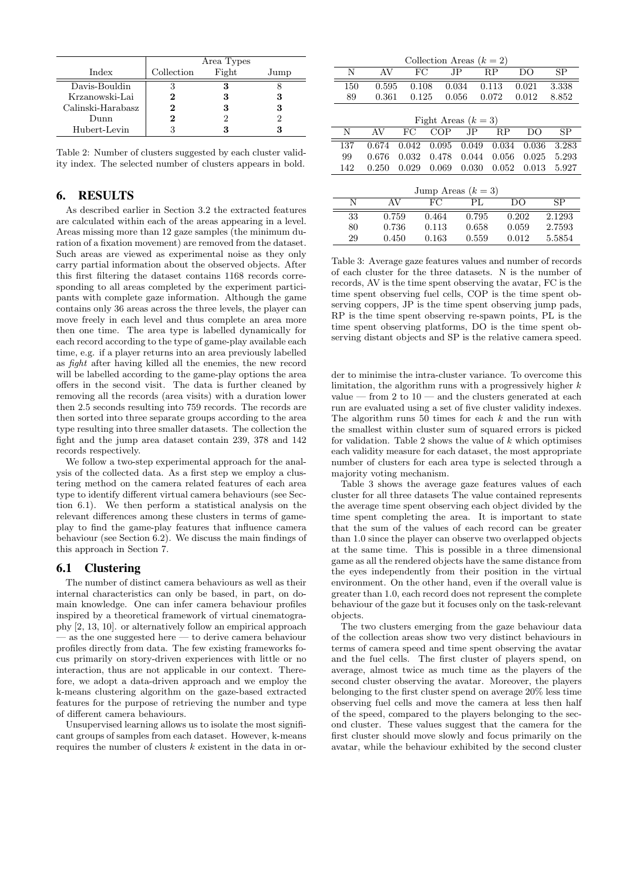| Index | Area Types | | |
|---|---|---|---|
| | Collection | Fight | Jump |
| Davis-Bouldin | 3 | **3** | 8 |
| Krzanowski-Lai | **2** | **3** | **3** |
| Calinski-Harabasz | **2** | **3** | **3** |
| Dunn | **2** | 2 | 2 |
| Hubert-Levin | 3 | **3** | **3** |

Table 2: Number of clusters suggested by each cluster validity index. The selected number of clusters appears in bold.

# 6. RESULTS

As described earlier in Section 3.2 the extracted features are calculated within each of the areas appearing in a level. Areas missing more than 12 gaze samples (the minimum duration of a fixation movement) are removed from the dataset. Such areas are viewed as experimental noise as they only carry partial information about the observed objects. After this first filtering the dataset contains 1168 records corresponding to all areas completed by the experiment participants with complete gaze information. Although the game contains only 36 areas across the three levels, the player can move freely in each level and thus complete an area more then one time. The area type is labelled dynamically for each record according to the type of game-play available each time, e.g. if a player returns into an area previously labelled as *fight* after having killed all the enemies, the new record will be labelled according to the game-play options the area offers in the second visit. The data is further cleaned by removing all the records (area visits) with a duration lower then 2.5 seconds resulting into 759 records. The records are then sorted into three separate groups according to the area type resulting into three smaller datasets. The collection the fight and the jump area dataset contain 239, 378 and 142 records respectively.

We follow a two-step experimental approach for the analysis of the collected data. As a first step we employ a clustering method on the camera related features of each area type to identify different virtual camera behaviours (see Section 6.1). We then perform a statistical analysis on the relevant differences among these clusters in terms of gameplay to find the game-play features that influence camera behaviour (see Section 6.2). We discuss the main findings of this approach in Section 7.

## 6.1 Clustering

The number of distinct camera behaviours as well as their internal characteristics can only be based, in part, on domain knowledge. One can infer camera behaviour profiles inspired by a theoretical framework of virtual cinematography [2, 13, 10]. or alternatively follow an empirical approach — as the one suggested here — to derive camera behaviour profiles directly from data. The few existing frameworks focus primarily on story-driven experiences with little or no interaction, thus are not applicable in our context. Therefore, we adopt a data-driven approach and we employ the k-means clustering algorithm on the gaze-based extracted features for the purpose of retrieving the number and type of different camera behaviours.

Unsupervised learning allows us to isolate the most significant groups of samples from each dataset. However, k-means requires the number of clusters $k$ existent in the data in order to minimise the intra-cluster variance. To overcome this limitation, the algorithm runs with a progressively higher $k$ value — from 2 to 10 — and the clusters generated at each run are evaluated using a set of five cluster validity indexes. The algorithm runs 50 times for each $k$ and the run with the smallest within cluster sum of squared errors is picked for validation. Table 2 shows the value of $k$ which optimises each validity measure for each dataset, the most appropriate number of clusters for each area type is selected through a majority voting mechanism.

Table 3 shows the average gaze features values of each cluster for all three datasets The value contained represents the average time spent observing each object divided by the time spent completing the area. It is important to state that the sum of the values of each record can be greater than 1.0 since the player can observe two overlapped objects at the same time. This is possible in a three dimensional game as all the rendered objects have the same distance from the eyes independently from their position in the virtual environment. On the other hand, even if the overall value is greater than 1.0, each record does not represent the complete behaviour of the gaze but it focuses only on the task-relevant objects.

The two clusters emerging from the gaze behaviour data of the collection areas show two very distinct behaviours in terms of camera speed and time spent observing the avatar and the fuel cells. The first cluster of players spend, on average, almost twice as much time as the players of the second cluster observing the avatar. Moreover, the players belonging to the first cluster spend on average 20% less time observing fuel cells and move the camera at less then half of the speed, compared to the players belonging to the second cluster. These values suggest that the camera for the first cluster should move slowly and focus primarily on the avatar, while the behaviour exhibited by the second cluster

Collection Areas ($k = 2$)

| N | AV | FC | JP | RP | DO | SP |
|---|---|---|---|---|---|---|
| 150 | 0.595 | 0.108 | 0.034 | 0.113 | 0.021 | 3.338 |
| 89 | 0.361 | 0.125 | 0.056 | 0.072 | 0.012 | 8.852 |

Fight Areas ($k = 3$)

| N | AV | FC | COP | JP | RP | DO | SP |
|---|---|---|---|---|---|---|---|
| 137 | 0.674 | 0.042 | 0.095 | 0.049 | 0.034 | 0.036 | 3.283 |
| 99 | 0.676 | 0.032 | 0.478 | 0.044 | 0.056 | 0.025 | 5.293 |
| 142 | 0.250 | 0.029 | 0.069 | 0.030 | 0.052 | 0.013 | 5.927 |

Jump Areas ($k = 3$)

| N | AV | FC | PL | DO | SP |
|---|---|---|---|---|---|
| 33 | 0.759 | 0.464 | 0.795 | 0.202 | 2.1293 |
| 80 | 0.736 | 0.113 | 0.658 | 0.059 | 2.7593 |
| 29 | 0.450 | 0.163 | 0.559 | 0.012 | 5.5854 |

Table 3: Average gaze features values and number of records of each cluster for the three datasets. N is the number of records, AV is the time spent observing the avatar, FC is the time spent observing fuel cells, COP is the time spent observing coppers, JP is the time spent observing jump pads, RP is the time spent observing re-spawn points, PL is the time spent observing platforms, DO is the time spent observing distant objects and SP is the relative camera speed.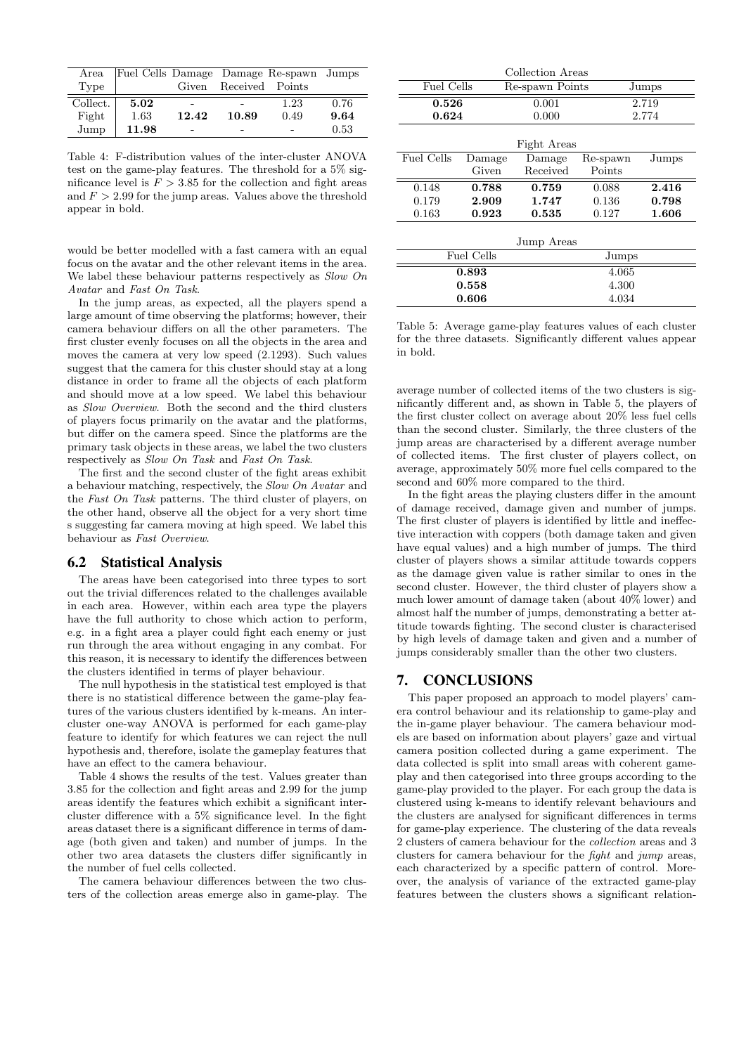| Area Type | Fuel Cells | Damage Given | Damage Received | Re-spawn Points | Jumps |
|---|---|---|---|---|---|
| Collect. | **5.02** | - | - | 1.23 | 0.76 |
| Fight | 1.63 | **12.42** | **10.89** | 0.49 | **9.64** |
| Jump | **11.98** | - | - | - | 0.53 |

Table 4: F-distribution values of the inter-cluster ANOVA test on the game-play features. The threshold for a 5% significance level is $F > 3.85$ for the collection and fight areas and $F > 2.99$ for the jump areas. Values above the threshold appear in bold.

would be better modelled with a fast camera with an equal focus on the avatar and the other relevant items in the area. We label these behaviour patterns respectively as *Slow On Avatar* and *Fast On Task*.

In the jump areas, as expected, all the players spend a large amount of time observing the platforms; however, their camera behaviour differs on all the other parameters. The first cluster evenly focuses on all the objects in the area and moves the camera at very low speed (2.1293). Such values suggest that the camera for this cluster should stay at a long distance in order to frame all the objects of each platform and should move at a low speed. We label this behaviour as *Slow Overview*. Both the second and the third clusters of players focus primarily on the avatar and the platforms, but differ on the camera speed. Since the platforms are the primary task objects in these areas, we label the two clusters respectively as *Slow On Task* and *Fast On Task*.

The first and the second cluster of the fight areas exhibit a behaviour matching, respectively, the *Slow On Avatar* and the *Fast On Task* patterns. The third cluster of players, on the other hand, observe all the object for a very short time s suggesting far camera moving at high speed. We label this behaviour as *Fast Overview*.

## 6.2 Statistical Analysis

The areas have been categorised into three types to sort out the trivial differences related to the challenges available in each area. However, within each area type the players have the full authority to chose which action to perform, e.g. in a fight area a player could fight each enemy or just run through the area without engaging in any combat. For this reason, it is necessary to identify the differences between the clusters identified in terms of player behaviour.

The null hypothesis in the statistical test employed is that there is no statistical difference between the game-play features of the various clusters identified by k-means. An inter-cluster one-way ANOVA is performed for each game-play feature to identify for which features we can reject the null hypothesis and, therefore, isolate the gameplay features that have an effect to the camera behaviour.

Table 4 shows the results of the test. Values greater than 3.85 for the collection and fight areas and 2.99 for the jump areas identify the features which exhibit a significant inter-cluster difference with a 5% significance level. In the fight areas dataset there is a significant difference in terms of damage (both given and taken) and number of jumps. In the other two area datasets the clusters differ significantly in the number of fuel cells collected.

The camera behaviour differences between the two clusters of the collection areas emerge also in game-play. The

Collection Areas

| Fuel Cells | Re-spawn Points | Jumps |
|---|---|---|
| **0.526** | 0.001 | 2.719 |
| **0.624** | 0.000 | 2.774 |

Fight Areas

| Fuel Cells | Damage Given | Damage Received | Re-spawn Points | Jumps |
|---|---|---|---|---|
| 0.148 | **0.788** | **0.759** | 0.088 | **2.416** |
| 0.179 | **2.909** | **1.747** | 0.136 | **0.798** |
| 0.163 | **0.923** | **0.535** | 0.127 | **1.606** |

Jump Areas

| Fuel Cells | Jumps |
|---|---|
| **0.893** | 4.065 |
| **0.558** | 4.300 |
| **0.606** | 4.034 |

Table 5: Average game-play features values of each cluster for the three datasets. Significantly different values appear in bold.

average number of collected items of the two clusters is significantly different and, as shown in Table 5, the players of the first cluster collect on average about 20% less fuel cells than the second cluster. Similarly, the three clusters of the jump areas are characterised by a different average number of collected items. The first cluster of players collect, on average, approximately 50% more fuel cells compared to the second and 60% more compared to the third.

In the fight areas the playing clusters differ in the amount of damage received, damage given and number of jumps. The first cluster of players is identified by little and ineffective interaction with coppers (both damage taken and given have equal values) and a high number of jumps. The third cluster of players shows a similar attitude towards coppers as the damage given value is rather similar to ones in the second cluster. However, the third cluster of players show a much lower amount of damage taken (about 40% lower) and almost half the number of jumps, demonstrating a better attitude towards fighting. The second cluster is characterised by high levels of damage taken and given and a number of jumps considerably smaller than the other two clusters.

# 7. CONCLUSIONS

This paper proposed an approach to model players' camera control behaviour and its relationship to game-play and the in-game player behaviour. The camera behaviour models are based on information about players' gaze and virtual camera position collected during a game experiment. The data collected is split into small areas with coherent gameplay and then categorised into three groups according to the game-play provided to the player. For each group the data is clustered using k-means to identify relevant behaviours and the clusters are analysed for significant differences in terms for game-play experience. The clustering of the data reveals 2 clusters of camera behaviour for the *collection* areas and 3 clusters for camera behaviour for the *fight* and *jump* areas, each characterized by a specific pattern of control. Moreover, the analysis of variance of the extracted game-play features between the clusters shows a significant relation-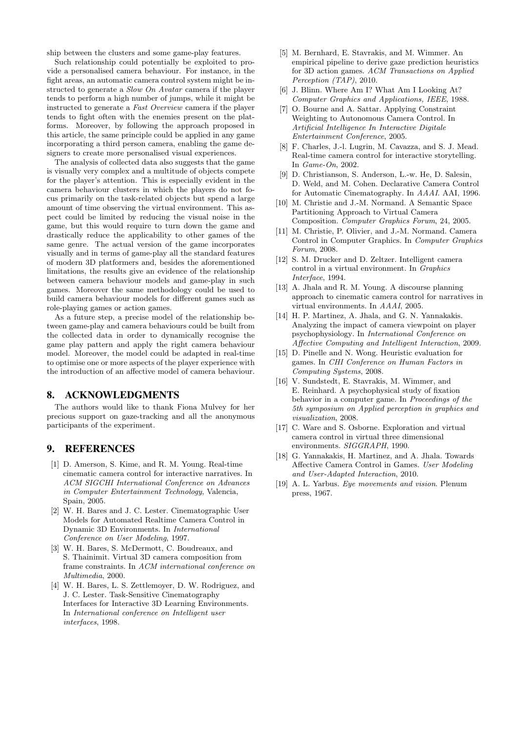ship between the clusters and some game-play features.

Such relationship could potentially be exploited to provide a personalised camera behaviour. For instance, in the fight areas, an automatic camera control system might be instructed to generate a *Slow On Avatar* camera if the player tends to perform a high number of jumps, while it might be instructed to generate a *Fast Overview* camera if the player tends to fight often with the enemies present on the platforms. Moreover, by following the approach proposed in this article, the same principle could be applied in any game incorporating a third person camera, enabling the game designers to create more personalised visual experiences.

The analysis of collected data also suggests that the game is visually very complex and a multitude of objects compete for the player's attention. This is especially evident in the camera behaviour clusters in which the players do not focus primarily on the task-related objects but spend a large amount of time observing the virtual environment. This aspect could be limited by reducing the visual noise in the game, but this would require to turn down the game and drastically reduce the applicability to other games of the same genre. The actual version of the game incorporates visually and in terms of game-play all the standard features of modern 3D platformers and, besides the aforementioned limitations, the results give an evidence of the relationship between camera behaviour models and game-play in such games. Moreover the same methodology could be used to build camera behaviour models for different games such as role-playing games or action games.

As a future step, a precise model of the relationship between game-play and camera behaviours could be built from the collected data in order to dynamically recognise the game play pattern and apply the right camera behaviour model. Moreover, the model could be adapted in real-time to optimise one or more aspects of the player experience with the introduction of an affective model of camera behaviour.

## 8. ACKNOWLEDGMENTS

The authors would like to thank Fiona Mulvey for her precious support on gaze-tracking and all the anonymous participants of the experiment.

## 9. REFERENCES

[1] D. Amerson, S. Kime, and R. M. Young. Real-time cinematic camera control for interactive narratives. In *ACM SIGCHI International Conference on Advances in Computer Entertainment Technology*, Valencia, Spain, 2005.

[2] W. H. Bares and J. C. Lester. Cinematographic User Models for Automated Realtime Camera Control in Dynamic 3D Environments. In *International Conference on User Modeling*, 1997.

[3] W. H. Bares, S. McDermott, C. Boudreaux, and S. Thainimit. Virtual 3D camera composition from frame constraints. In *ACM international conference on Multimedia*, 2000.

[4] W. H. Bares, L. S. Zettlemoyer, D. W. Rodriguez, and J. C. Lester. Task-Sensitive Cinematography Interfaces for Interactive 3D Learning Environments. In *International conference on Intelligent user interfaces*, 1998.

[5] M. Bernhard, E. Stavrakis, and M. Wimmer. An empirical pipeline to derive gaze prediction heuristics for 3D action games. *ACM Transactions on Applied Perception (TAP)*, 2010.

[6] J. Blinn. Where Am I? What Am I Looking At? *Computer Graphics and Applications, IEEE*, 1988.

[7] O. Bourne and A. Sattar. Applying Constraint Weighting to Autonomous Camera Control. In *Artificial Intelligence In Interactive Digitale Entertainment Conference*, 2005.

[8] F. Charles, J.-l. Lugrin, M. Cavazza, and S. J. Mead. Real-time camera control for interactive storytelling. In *Game-On*, 2002.

[9] D. Christianson, S. Anderson, L.-w. He, D. Salesin, D. Weld, and M. Cohen. Declarative Camera Control for Automatic Cinematography. In *AAAI*. AAI, 1996.

[10] M. Christie and J.-M. Normand. A Semantic Space Partitioning Approach to Virtual Camera Composition. *Computer Graphics Forum*, 24, 2005.

[11] M. Christie, P. Olivier, and J.-M. Normand. Camera Control in Computer Graphics. In *Computer Graphics Forum*, 2008.

[12] S. M. Drucker and D. Zeltzer. Intelligent camera control in a virtual environment. In *Graphics Interface*, 1994.

[13] A. Jhala and R. M. Young. A discourse planning approach to cinematic camera control for narratives in virtual environments. In *AAAI*, 2005.

[14] H. P. Martinez, A. Jhala, and G. N. Yannakakis. Analyzing the impact of camera viewpoint on player psychophysiology. In *International Conference on Affective Computing and Intelligent Interaction*, 2009.

[15] D. Pinelle and N. Wong. Heuristic evaluation for games. In *CHI Conference on Human Factors in Computing Systems*, 2008.

[16] V. Sundstedt, E. Stavrakis, M. Wimmer, and E. Reinhard. A psychophysical study of fixation behavior in a computer game. In *Proceedings of the 5th symposium on Applied perception in graphics and visualization*, 2008.

[17] C. Ware and S. Osborne. Exploration and virtual camera control in virtual three dimensional environments. *SIGGRAPH*, 1990.

[18] G. Yannakakis, H. Martinez, and A. Jhala. Towards Affective Camera Control in Games. *User Modeling and User-Adapted Interaction*, 2010.

[19] A. L. Yarbus. *Eye movements and vision*. Plenum press, 1967.